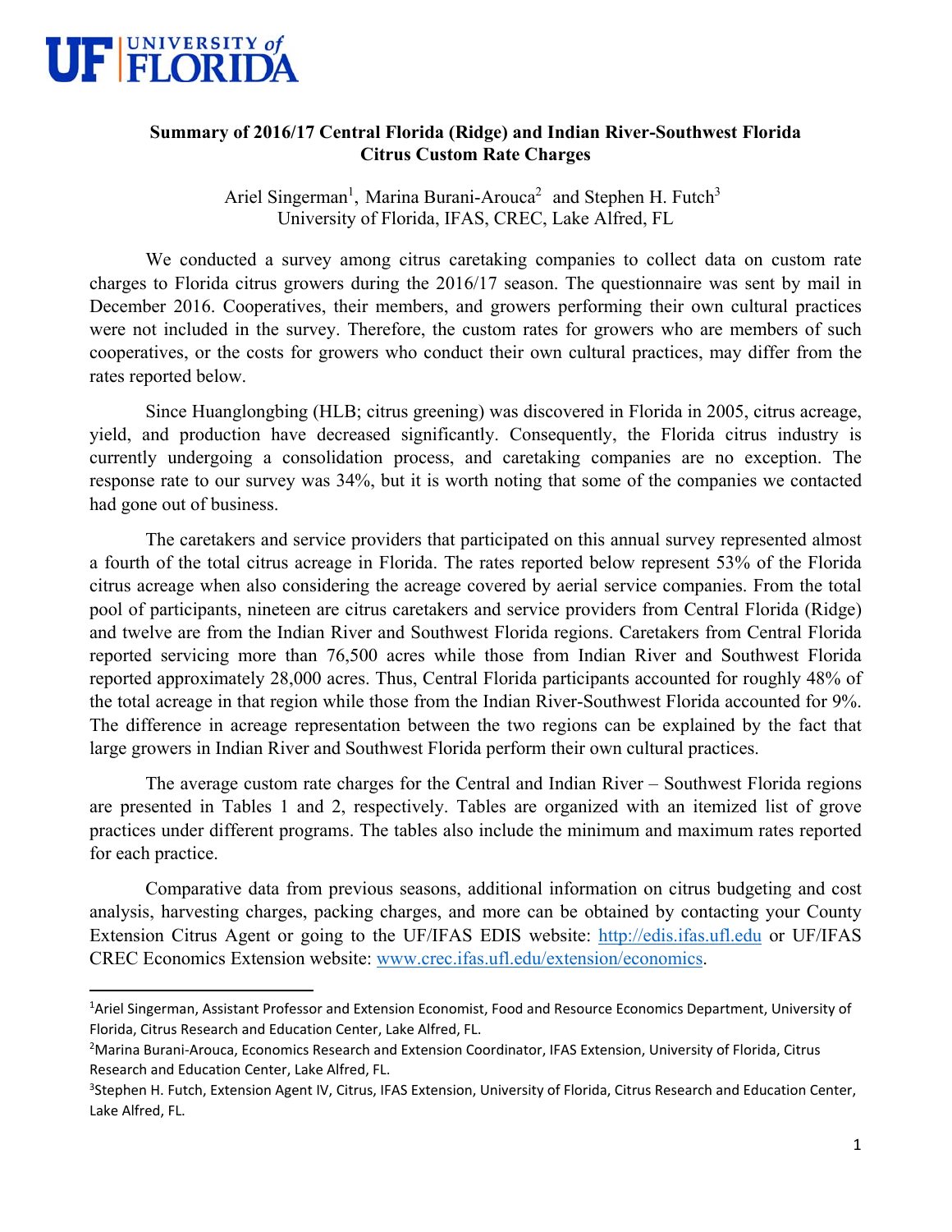UF | UNIVERSITY of FLORIDA

# Summary of 2016/17 Central Florida (Ridge) and Indian River-Southwest Florida Citrus Custom Rate Charges

Ariel Singerman[1], Marina Burani-Arouca[2] and Stephen H. Futch[3]
University of Florida, IFAS, CREC, Lake Alfred, FL

We conducted a survey among citrus caretaking companies to collect data on custom rate charges to Florida citrus growers during the 2016/17 season. The questionnaire was sent by mail in December 2016. Cooperatives, their members, and growers performing their own cultural practices were not included in the survey. Therefore, the custom rates for growers who are members of such cooperatives, or the costs for growers who conduct their own cultural practices, may differ from the rates reported below.

Since Huanglongbing (HLB; citrus greening) was discovered in Florida in 2005, citrus acreage, yield, and production have decreased significantly. Consequently, the Florida citrus industry is currently undergoing a consolidation process, and caretaking companies are no exception. The response rate to our survey was 34%, but it is worth noting that some of the companies we contacted had gone out of business.

The caretakers and service providers that participated on this annual survey represented almost a fourth of the total citrus acreage in Florida. The rates reported below represent 53% of the Florida citrus acreage when also considering the acreage covered by aerial service companies. From the total pool of participants, nineteen are citrus caretakers and service providers from Central Florida (Ridge) and twelve are from the Indian River and Southwest Florida regions. Caretakers from Central Florida reported servicing more than 76,500 acres while those from Indian River and Southwest Florida reported approximately 28,000 acres. Thus, Central Florida participants accounted for roughly 48% of the total acreage in that region while those from the Indian River-Southwest Florida accounted for 9%. The difference in acreage representation between the two regions can be explained by the fact that large growers in Indian River and Southwest Florida perform their own cultural practices.

The average custom rate charges for the Central and Indian River – Southwest Florida regions are presented in Tables 1 and 2, respectively. Tables are organized with an itemized list of grove practices under different programs. The tables also include the minimum and maximum rates reported for each practice.

Comparative data from previous seasons, additional information on citrus budgeting and cost analysis, harvesting charges, packing charges, and more can be obtained by contacting your County Extension Citrus Agent or going to the UF/IFAS EDIS website: http://edis.ifas.ufl.edu or UF/IFAS CREC Economics Extension website: www.crec.ifas.ufl.edu/extension/economics.

---

[1]Ariel Singerman, Assistant Professor and Extension Economist, Food and Resource Economics Department, University of Florida, Citrus Research and Education Center, Lake Alfred, FL.

[2]Marina Burani-Arouca, Economics Research and Extension Coordinator, IFAS Extension, University of Florida, Citrus Research and Education Center, Lake Alfred, FL.

[3]Stephen H. Futch, Extension Agent IV, Citrus, IFAS Extension, University of Florida, Citrus Research and Education Center, Lake Alfred, FL.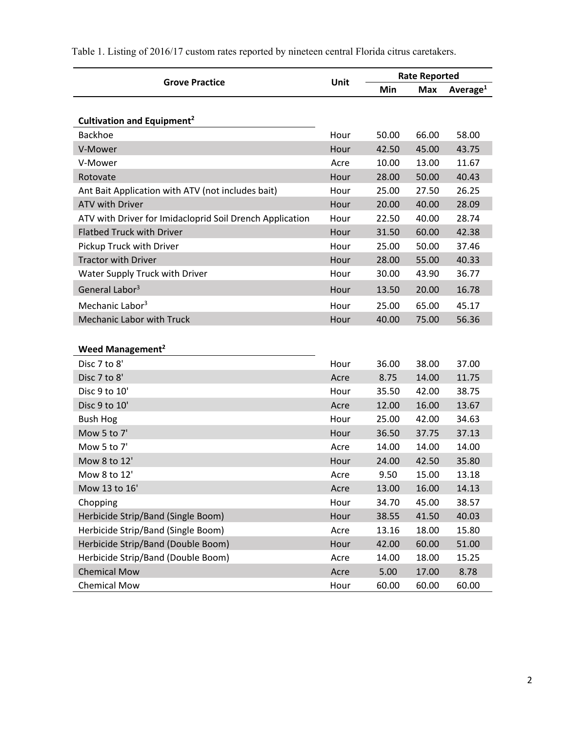Table 1. Listing of 2016/17 custom rates reported by nineteen central Florida citrus caretakers.

| Grove Practice | Unit | Rate Reported | | |
|---|---|---|---|---|
| | | Min | Max | Average[1] |
| **Cultivation and Equipment[2]** | | | | |
| Backhoe | Hour | 50.00 | 66.00 | 58.00 |
| V-Mower | Hour | 42.50 | 45.00 | 43.75 |
| V-Mower | Acre | 10.00 | 13.00 | 11.67 |
| Rotovate | Hour | 28.00 | 50.00 | 40.43 |
| Ant Bait Application with ATV (not includes bait) | Hour | 25.00 | 27.50 | 26.25 |
| ATV with Driver | Hour | 20.00 | 40.00 | 28.09 |
| ATV with Driver for Imidacloprid Soil Drench Application | Hour | 22.50 | 40.00 | 28.74 |
| Flatbed Truck with Driver | Hour | 31.50 | 60.00 | 42.38 |
| Pickup Truck with Driver | Hour | 25.00 | 50.00 | 37.46 |
| Tractor with Driver | Hour | 28.00 | 55.00 | 40.33 |
| Water Supply Truck with Driver | Hour | 30.00 | 43.90 | 36.77 |
| General Labor[3] | Hour | 13.50 | 20.00 | 16.78 |
| Mechanic Labor[3] | Hour | 25.00 | 65.00 | 45.17 |
| Mechanic Labor with Truck | Hour | 40.00 | 75.00 | 56.36 |
| **Weed Management[2]** | | | | |
| Disc 7 to 8' | Hour | 36.00 | 38.00 | 37.00 |
| Disc 7 to 8' | Acre | 8.75 | 14.00 | 11.75 |
| Disc 9 to 10' | Hour | 35.50 | 42.00 | 38.75 |
| Disc 9 to 10' | Acre | 12.00 | 16.00 | 13.67 |
| Bush Hog | Hour | 25.00 | 42.00 | 34.63 |
| Mow 5 to 7' | Hour | 36.50 | 37.75 | 37.13 |
| Mow 5 to 7' | Acre | 14.00 | 14.00 | 14.00 |
| Mow 8 to 12' | Hour | 24.00 | 42.50 | 35.80 |
| Mow 8 to 12' | Acre | 9.50 | 15.00 | 13.18 |
| Mow 13 to 16' | Acre | 13.00 | 16.00 | 14.13 |
| Chopping | Hour | 34.70 | 45.00 | 38.57 |
| Herbicide Strip/Band (Single Boom) | Hour | 38.55 | 41.50 | 40.03 |
| Herbicide Strip/Band (Single Boom) | Acre | 13.16 | 18.00 | 15.80 |
| Herbicide Strip/Band (Double Boom) | Hour | 42.00 | 60.00 | 51.00 |
| Herbicide Strip/Band (Double Boom) | Acre | 14.00 | 18.00 | 15.25 |
| Chemical Mow | Acre | 5.00 | 17.00 | 8.78 |
| Chemical Mow | Hour | 60.00 | 60.00 | 60.00 |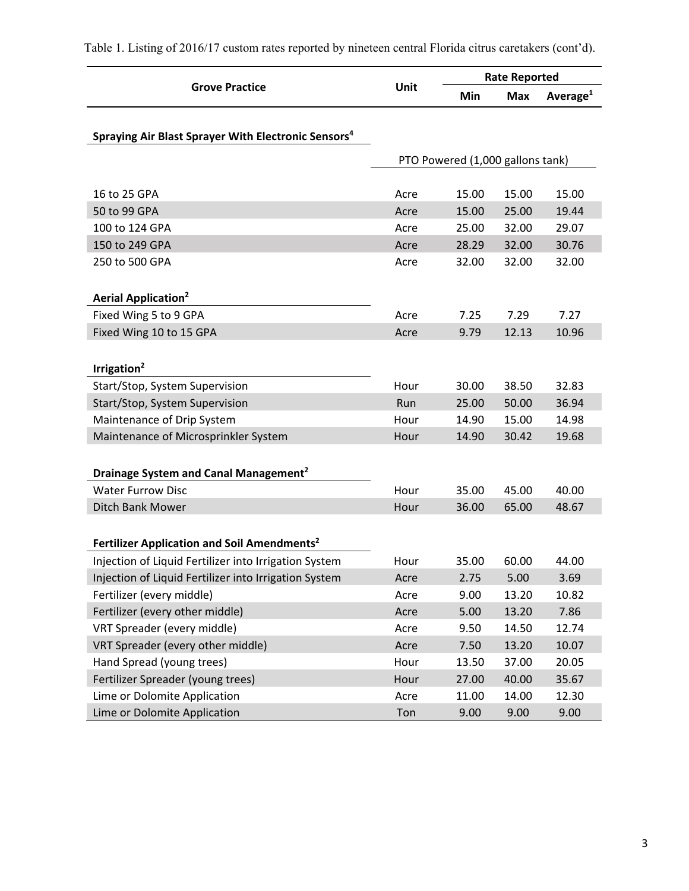Table 1. Listing of 2016/17 custom rates reported by nineteen central Florida citrus caretakers (cont'd).

| Grove Practice | Unit | Rate Reported | | |
|---|---|---|---|---|
| | | Min | Max | Average[1] |
| **Spraying Air Blast Sprayer With Electronic Sensors[4]** | | | | |
| | PTO Powered (1,000 gallons tank) | | | |
| 16 to 25 GPA | Acre | 15.00 | 15.00 | 15.00 |
| 50 to 99 GPA | Acre | 15.00 | 25.00 | 19.44 |
| 100 to 124 GPA | Acre | 25.00 | 32.00 | 29.07 |
| 150 to 249 GPA | Acre | 28.29 | 32.00 | 30.76 |
| 250 to 500 GPA | Acre | 32.00 | 32.00 | 32.00 |
| **Aerial Application[2]** | | | | |
| Fixed Wing 5 to 9 GPA | Acre | 7.25 | 7.29 | 7.27 |
| Fixed Wing 10 to 15 GPA | Acre | 9.79 | 12.13 | 10.96 |
| **Irrigation[2]** | | | | |
| Start/Stop, System Supervision | Hour | 30.00 | 38.50 | 32.83 |
| Start/Stop, System Supervision | Run | 25.00 | 50.00 | 36.94 |
| Maintenance of Drip System | Hour | 14.90 | 15.00 | 14.98 |
| Maintenance of Microsprinkler System | Hour | 14.90 | 30.42 | 19.68 |
| **Drainage System and Canal Management[2]** | | | | |
| Water Furrow Disc | Hour | 35.00 | 45.00 | 40.00 |
| Ditch Bank Mower | Hour | 36.00 | 65.00 | 48.67 |
| **Fertilizer Application and Soil Amendments[2]** | | | | |
| Injection of Liquid Fertilizer into Irrigation System | Hour | 35.00 | 60.00 | 44.00 |
| Injection of Liquid Fertilizer into Irrigation System | Acre | 2.75 | 5.00 | 3.69 |
| Fertilizer (every middle) | Acre | 9.00 | 13.20 | 10.82 |
| Fertilizer (every other middle) | Acre | 5.00 | 13.20 | 7.86 |
| VRT Spreader (every middle) | Acre | 9.50 | 14.50 | 12.74 |
| VRT Spreader (every other middle) | Acre | 7.50 | 13.20 | 10.07 |
| Hand Spread (young trees) | Hour | 13.50 | 37.00 | 20.05 |
| Fertilizer Spreader (young trees) | Hour | 27.00 | 40.00 | 35.67 |
| Lime or Dolomite Application | Acre | 11.00 | 14.00 | 12.30 |
| Lime or Dolomite Application | Ton | 9.00 | 9.00 | 9.00 |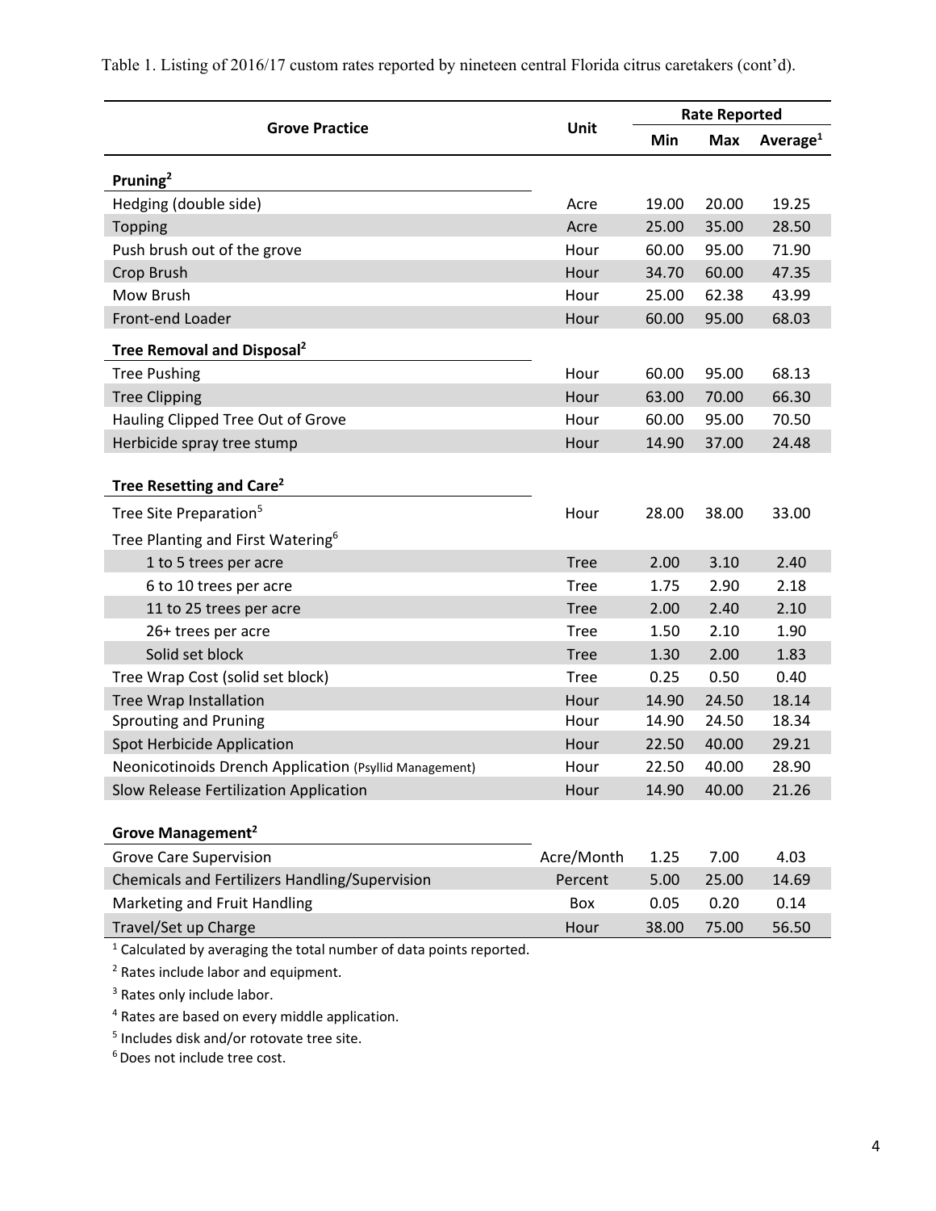Table 1. Listing of 2016/17 custom rates reported by nineteen central Florida citrus caretakers (cont'd).

| Grove Practice | Unit | Rate Reported | | |
|---|---|---|---|---|
| | | Min | Max | Average[1] |
| **Pruning[2]** | | | | |
| Hedging (double side) | Acre | 19.00 | 20.00 | 19.25 |
| Topping | Acre | 25.00 | 35.00 | 28.50 |
| Push brush out of the grove | Hour | 60.00 | 95.00 | 71.90 |
| Crop Brush | Hour | 34.70 | 60.00 | 47.35 |
| Mow Brush | Hour | 25.00 | 62.38 | 43.99 |
| Front-end Loader | Hour | 60.00 | 95.00 | 68.03 |
| **Tree Removal and Disposal[2]** | | | | |
| Tree Pushing | Hour | 60.00 | 95.00 | 68.13 |
| Tree Clipping | Hour | 63.00 | 70.00 | 66.30 |
| Hauling Clipped Tree Out of Grove | Hour | 60.00 | 95.00 | 70.50 |
| Herbicide spray tree stump | Hour | 14.90 | 37.00 | 24.48 |
| **Tree Resetting and Care[2]** | | | | |
| Tree Site Preparation[5] | Hour | 28.00 | 38.00 | 33.00 |
| Tree Planting and First Watering[6] | | | | |
| 1 to 5 trees per acre | Tree | 2.00 | 3.10 | 2.40 |
| 6 to 10 trees per acre | Tree | 1.75 | 2.90 | 2.18 |
| 11 to 25 trees per acre | Tree | 2.00 | 2.40 | 2.10 |
| 26+ trees per acre | Tree | 1.50 | 2.10 | 1.90 |
| Solid set block | Tree | 1.30 | 2.00 | 1.83 |
| Tree Wrap Cost (solid set block) | Tree | 0.25 | 0.50 | 0.40 |
| Tree Wrap Installation | Hour | 14.90 | 24.50 | 18.14 |
| Sprouting and Pruning | Hour | 14.90 | 24.50 | 18.34 |
| Spot Herbicide Application | Hour | 22.50 | 40.00 | 29.21 |
| Neonicotinoids Drench Application (Psyllid Management) | Hour | 22.50 | 40.00 | 28.90 |
| Slow Release Fertilization Application | Hour | 14.90 | 40.00 | 21.26 |
| **Grove Management[2]** | | | | |
| Grove Care Supervision | Acre/Month | 1.25 | 7.00 | 4.03 |
| Chemicals and Fertilizers Handling/Supervision | Percent | 5.00 | 25.00 | 14.69 |
| Marketing and Fruit Handling | Box | 0.05 | 0.20 | 0.14 |
| Travel/Set up Charge | Hour | 38.00 | 75.00 | 56.50 |

[1] Calculated by averaging the total number of data points reported.

[2] Rates include labor and equipment.

[3] Rates only include labor.

[4] Rates are based on every middle application.

[5] Includes disk and/or rotovate tree site.

[6] Does not include tree cost.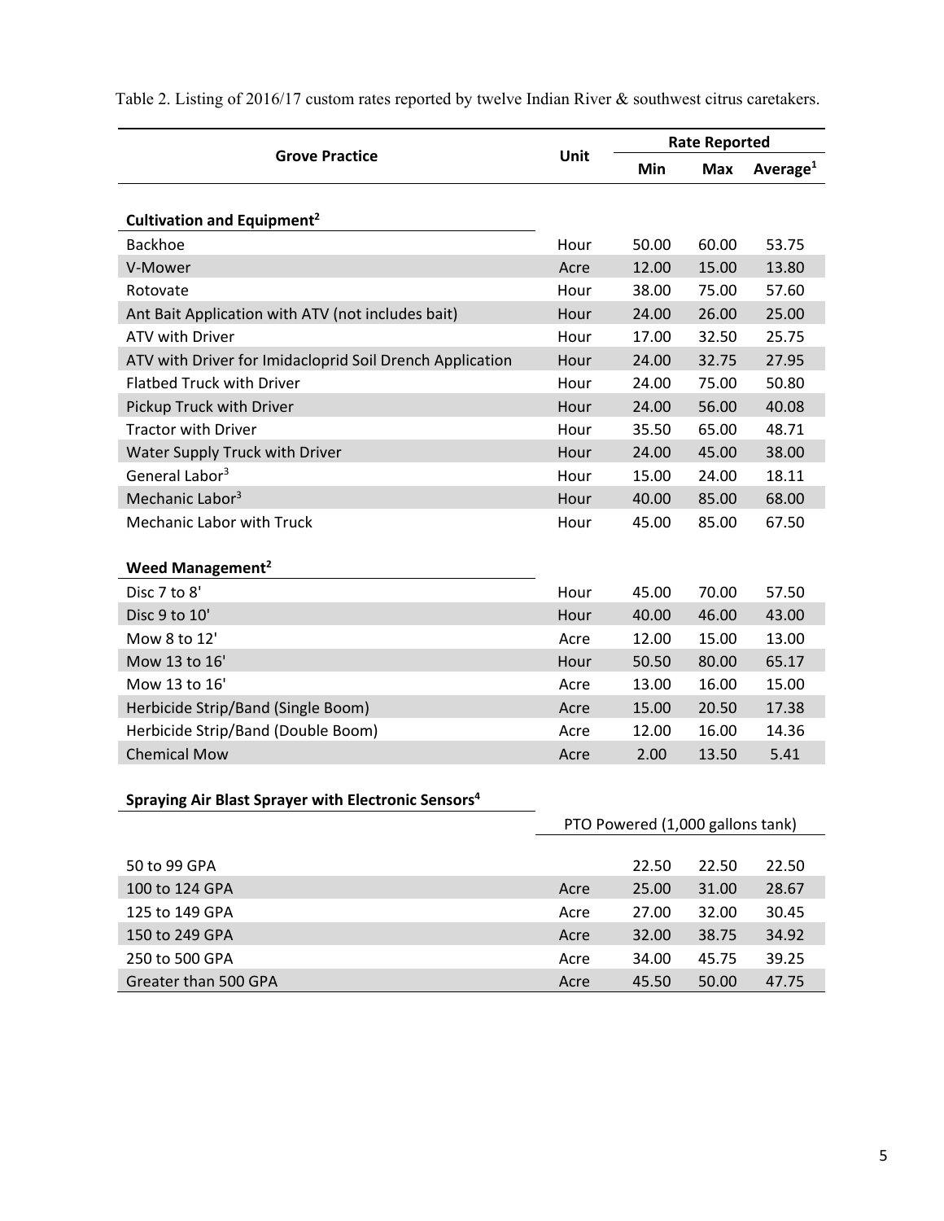Table 2. Listing of 2016/17 custom rates reported by twelve Indian River & southwest citrus caretakers.

| Grove Practice | Unit | Rate Reported | | |
|---|---|---|---|---|
| | | Min | Max | Average[1] |
| **Cultivation and Equipment[2]** | | | | |
| Backhoe | Hour | 50.00 | 60.00 | 53.75 |
| V-Mower | Acre | 12.00 | 15.00 | 13.80 |
| Rotovate | Hour | 38.00 | 75.00 | 57.60 |
| Ant Bait Application with ATV (not includes bait) | Hour | 24.00 | 26.00 | 25.00 |
| ATV with Driver | Hour | 17.00 | 32.50 | 25.75 |
| ATV with Driver for Imidacloprid Soil Drench Application | Hour | 24.00 | 32.75 | 27.95 |
| Flatbed Truck with Driver | Hour | 24.00 | 75.00 | 50.80 |
| Pickup Truck with Driver | Hour | 24.00 | 56.00 | 40.08 |
| Tractor with Driver | Hour | 35.50 | 65.00 | 48.71 |
| Water Supply Truck with Driver | Hour | 24.00 | 45.00 | 38.00 |
| General Labor[3] | Hour | 15.00 | 24.00 | 18.11 |
| Mechanic Labor[3] | Hour | 40.00 | 85.00 | 68.00 |
| Mechanic Labor with Truck | Hour | 45.00 | 85.00 | 67.50 |
| **Weed Management[2]** | | | | |
| Disc 7 to 8' | Hour | 45.00 | 70.00 | 57.50 |
| Disc 9 to 10' | Hour | 40.00 | 46.00 | 43.00 |
| Mow 8 to 12' | Acre | 12.00 | 15.00 | 13.00 |
| Mow 13 to 16' | Hour | 50.50 | 80.00 | 65.17 |
| Mow 13 to 16' | Acre | 13.00 | 16.00 | 15.00 |
| Herbicide Strip/Band (Single Boom) | Acre | 15.00 | 20.50 | 17.38 |
| Herbicide Strip/Band (Double Boom) | Acre | 12.00 | 16.00 | 14.36 |
| Chemical Mow | Acre | 2.00 | 13.50 | 5.41 |
| **Spraying Air Blast Sprayer with Electronic Sensors[4]** | | | | |
| | PTO Powered (1,000 gallons tank) | | | |
| 50 to 99 GPA | | 22.50 | 22.50 | 22.50 |
| 100 to 124 GPA | Acre | 25.00 | 31.00 | 28.67 |
| 125 to 149 GPA | Acre | 27.00 | 32.00 | 30.45 |
| 150 to 249 GPA | Acre | 32.00 | 38.75 | 34.92 |
| 250 to 500 GPA | Acre | 34.00 | 45.75 | 39.25 |
| Greater than 500 GPA | Acre | 45.50 | 50.00 | 47.75 |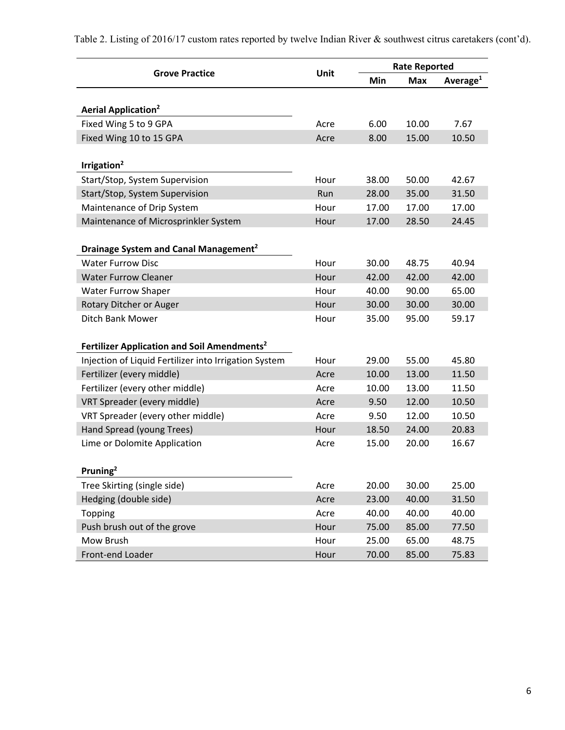Table 2. Listing of 2016/17 custom rates reported by twelve Indian River & southwest citrus caretakers (cont'd).

| Grove Practice | Unit | Rate Reported | | |
|---|---|---|---|---|
| | | Min | Max | Average[1] |
| **Aerial Application[2]** | | | | |
| Fixed Wing 5 to 9 GPA | Acre | 6.00 | 10.00 | 7.67 |
| Fixed Wing 10 to 15 GPA | Acre | 8.00 | 15.00 | 10.50 |
| **Irrigation[2]** | | | | |
| Start/Stop, System Supervision | Hour | 38.00 | 50.00 | 42.67 |
| Start/Stop, System Supervision | Run | 28.00 | 35.00 | 31.50 |
| Maintenance of Drip System | Hour | 17.00 | 17.00 | 17.00 |
| Maintenance of Microsprinkler System | Hour | 17.00 | 28.50 | 24.45 |
| **Drainage System and Canal Management[2]** | | | | |
| Water Furrow Disc | Hour | 30.00 | 48.75 | 40.94 |
| Water Furrow Cleaner | Hour | 42.00 | 42.00 | 42.00 |
| Water Furrow Shaper | Hour | 40.00 | 90.00 | 65.00 |
| Rotary Ditcher or Auger | Hour | 30.00 | 30.00 | 30.00 |
| Ditch Bank Mower | Hour | 35.00 | 95.00 | 59.17 |
| **Fertilizer Application and Soil Amendments[2]** | | | | |
| Injection of Liquid Fertilizer into Irrigation System | Hour | 29.00 | 55.00 | 45.80 |
| Fertilizer (every middle) | Acre | 10.00 | 13.00 | 11.50 |
| Fertilizer (every other middle) | Acre | 10.00 | 13.00 | 11.50 |
| VRT Spreader (every middle) | Acre | 9.50 | 12.00 | 10.50 |
| VRT Spreader (every other middle) | Acre | 9.50 | 12.00 | 10.50 |
| Hand Spread (young Trees) | Hour | 18.50 | 24.00 | 20.83 |
| Lime or Dolomite Application | Acre | 15.00 | 20.00 | 16.67 |
| **Pruning[2]** | | | | |
| Tree Skirting (single side) | Acre | 20.00 | 30.00 | 25.00 |
| Hedging (double side) | Acre | 23.00 | 40.00 | 31.50 |
| Topping | Acre | 40.00 | 40.00 | 40.00 |
| Push brush out of the grove | Hour | 75.00 | 85.00 | 77.50 |
| Mow Brush | Hour | 25.00 | 65.00 | 48.75 |
| Front-end Loader | Hour | 70.00 | 85.00 | 75.83 |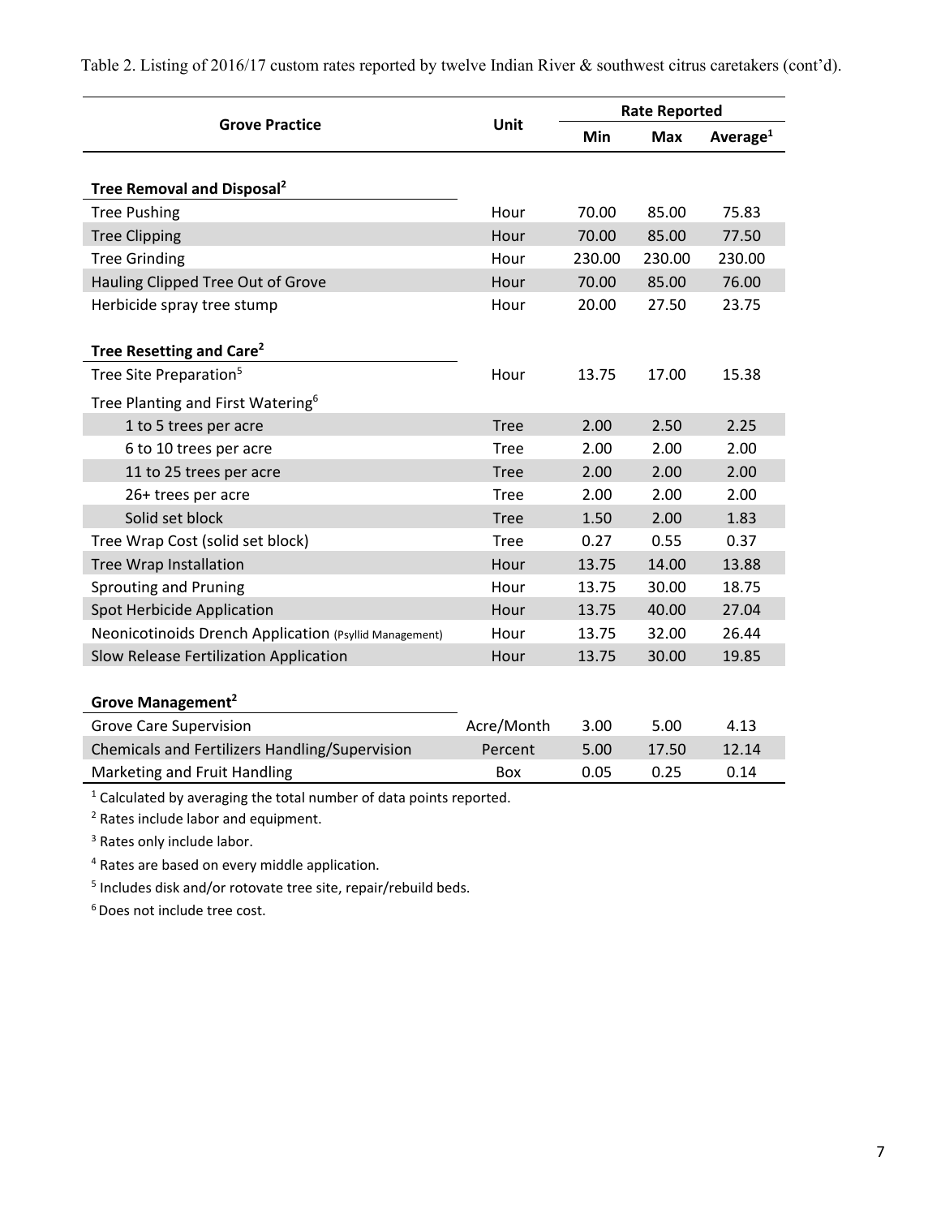Table 2. Listing of 2016/17 custom rates reported by twelve Indian River & southwest citrus caretakers (cont'd).

| Grove Practice | Unit | Rate Reported | | |
|---|---|---|---|---|
| | | Min | Max | Average[1] |
| **Tree Removal and Disposal[2]** | | | | |
| Tree Pushing | Hour | 70.00 | 85.00 | 75.83 |
| Tree Clipping | Hour | 70.00 | 85.00 | 77.50 |
| Tree Grinding | Hour | 230.00 | 230.00 | 230.00 |
| Hauling Clipped Tree Out of Grove | Hour | 70.00 | 85.00 | 76.00 |
| Herbicide spray tree stump | Hour | 20.00 | 27.50 | 23.75 |
| **Tree Resetting and Care[2]** | | | | |
| Tree Site Preparation[5] | Hour | 13.75 | 17.00 | 15.38 |
| Tree Planting and First Watering[6] | | | | |
| 1 to 5 trees per acre | Tree | 2.00 | 2.50 | 2.25 |
| 6 to 10 trees per acre | Tree | 2.00 | 2.00 | 2.00 |
| 11 to 25 trees per acre | Tree | 2.00 | 2.00 | 2.00 |
| 26+ trees per acre | Tree | 2.00 | 2.00 | 2.00 |
| Solid set block | Tree | 1.50 | 2.00 | 1.83 |
| Tree Wrap Cost (solid set block) | Tree | 0.27 | 0.55 | 0.37 |
| Tree Wrap Installation | Hour | 13.75 | 14.00 | 13.88 |
| Sprouting and Pruning | Hour | 13.75 | 30.00 | 18.75 |
| Spot Herbicide Application | Hour | 13.75 | 40.00 | 27.04 |
| Neonicotinoids Drench Application (Psyllid Management) | Hour | 13.75 | 32.00 | 26.44 |
| Slow Release Fertilization Application | Hour | 13.75 | 30.00 | 19.85 |
| **Grove Management[2]** | | | | |
| Grove Care Supervision | Acre/Month | 3.00 | 5.00 | 4.13 |
| Chemicals and Fertilizers Handling/Supervision | Percent | 5.00 | 17.50 | 12.14 |
| Marketing and Fruit Handling | Box | 0.05 | 0.25 | 0.14 |

[1] Calculated by averaging the total number of data points reported.

[2] Rates include labor and equipment.

[3] Rates only include labor.

[4] Rates are based on every middle application.

[5] Includes disk and/or rotovate tree site, repair/rebuild beds.

[6] Does not include tree cost.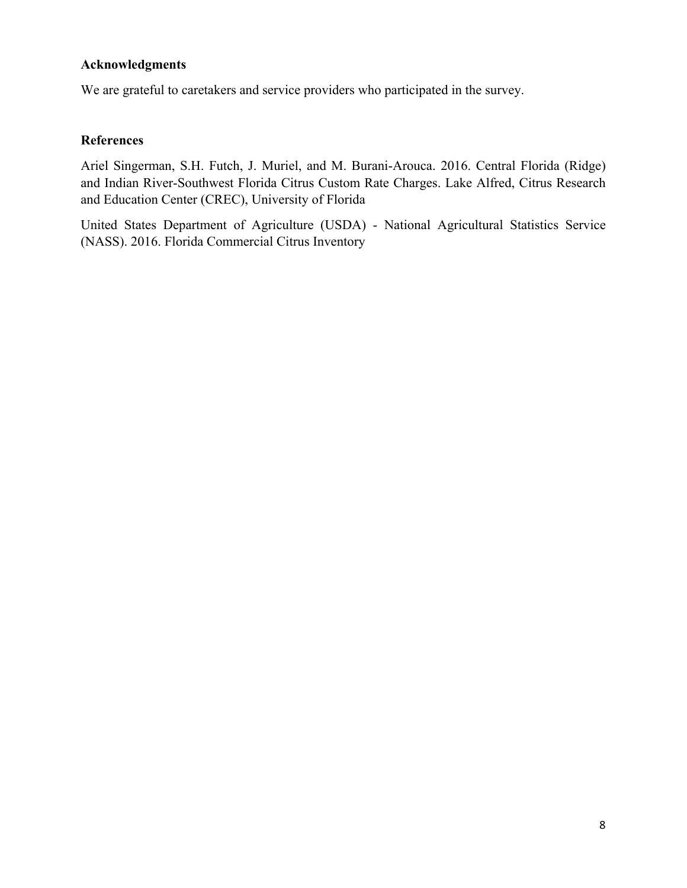## Acknowledgments

We are grateful to caretakers and service providers who participated in the survey.

## References

Ariel Singerman, S.H. Futch, J. Muriel, and M. Burani-Arouca. 2016. Central Florida (Ridge) and Indian River-Southwest Florida Citrus Custom Rate Charges. Lake Alfred, Citrus Research and Education Center (CREC), University of Florida

United States Department of Agriculture (USDA) - National Agricultural Statistics Service (NASS). 2016. Florida Commercial Citrus Inventory